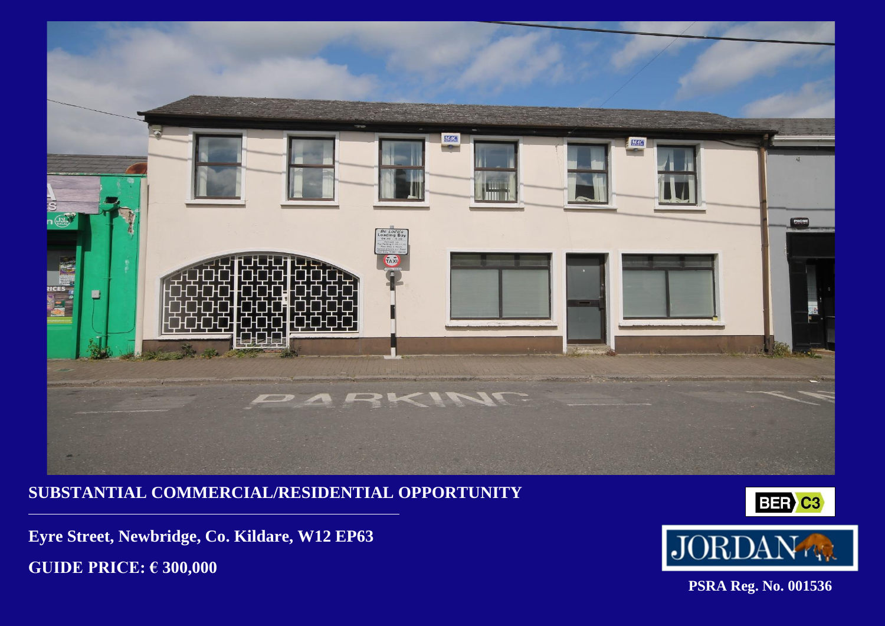## SUBSTANTIAL COMMERCIAL/RESIDENTIAL OPPORTUNITY

**Eyre Street, Newbridge, Co. Kildare, W12 EP63**

**GUIDE PRICE: € 300,000**

BER C3

JORDAN

**PSRA Reg. No. 001536**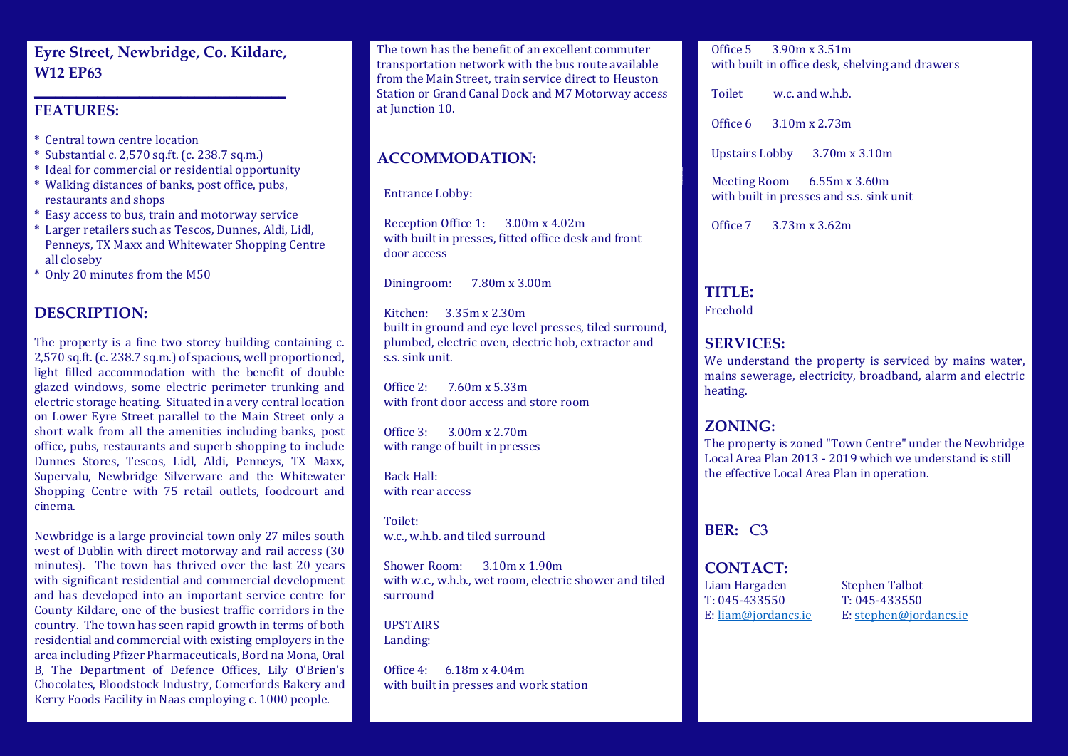**Eyre Street, Newbridge, Co. Kildare, W12 EP63**

## FEATURES:

* Central town centre location
* Substantial c. 2,570 sq.ft. (c. 238.7 sq.m.)
* Ideal for commercial or residential opportunity
* Walking distances of banks, post office, pubs, restaurants and shops
* Easy access to bus, train and motorway service
* Larger retailers such as Tescos, Dunnes, Aldi, Lidl, Penneys, TX Maxx and Whitewater Shopping Centre all closeby
* Only 20 minutes from the M50

## DESCRIPTION:

The property is a fine two storey building containing c. 2,570 sq.ft. (c. 238.7 sq.m.) of spacious, well proportioned, light filled accommodation with the benefit of double glazed windows, some electric perimeter trunking and electric storage heating. Situated in a very central location on Lower Eyre Street parallel to the Main Street only a short walk from all the amenities including banks, post office, pubs, restaurants and superb shopping to include Dunnes Stores, Tescos, Lidl, Aldi, Penneys, TX Maxx, Supervalu, Newbridge Silverware and the Whitewater Shopping Centre with 75 retail outlets, foodcourt and cinema.

Newbridge is a large provincial town only 27 miles south west of Dublin with direct motorway and rail access (30 minutes). The town has thrived over the last 20 years with significant residential and commercial development and has developed into an important service centre for County Kildare, one of the busiest traffic corridors in the country. The town has seen rapid growth in terms of both residential and commercial with existing employers in the area including Pfizer Pharmaceuticals, Bord na Mona, Oral B, The Department of Defence Offices, Lily O'Brien's Chocolates, Bloodstock Industry, Comerfords Bakery and Kerry Foods Facility in Naas employing c. 1000 people.

The town has the benefit of an excellent commuter transportation network with the bus route available from the Main Street, train service direct to Heuston Station or Grand Canal Dock and M7 Motorway access at Junction 10.

## ACCOMMODATION:

Entrance Lobby:

Reception Office 1: 3.00m x 4.02m
with built in presses, fitted office desk and front door access

Diningroom: 7.80m x 3.00m

Kitchen: 3.35m x 2.30m
built in ground and eye level presses, tiled surround, plumbed, electric oven, electric hob, extractor and s.s. sink unit.

Office 2: 7.60m x 5.33m
with front door access and store room

Office 3: 3.00m x 2.70m
with range of built in presses

Back Hall:
with rear access

Toilet:
w.c., w.h.b. and tiled surround

Shower Room: 3.10m x 1.90m
with w.c., w.h.b., wet room, electric shower and tiled surround

UPSTAIRS
Landing:

Office 4: 6.18m x 4.04m
with built in presses and work station

Office 5 3.90m x 3.51m
with built in office desk, shelving and drawers

Toilet w.c. and w.h.b.

Office 6 3.10m x 2.73m

Upstairs Lobby 3.70m x 3.10m

Meeting Room 6.55m x 3.60m
with built in presses and s.s. sink unit

Office 7 3.73m x 3.62m

## TITLE:

Freehold

## SERVICES:

We understand the property is serviced by mains water, mains sewerage, electricity, broadband, alarm and electric heating.

## ZONING:

The property is zoned "Town Centre" under the Newbridge Local Area Plan 2013 - 2019 which we understand is still the effective Local Area Plan in operation.

## BER: C3

## CONTACT:

Liam Hargaden
T: 045-433550
E: liam@jordancs.ie

Stephen Talbot
T: 045-433550
E: stephen@jordancs.ie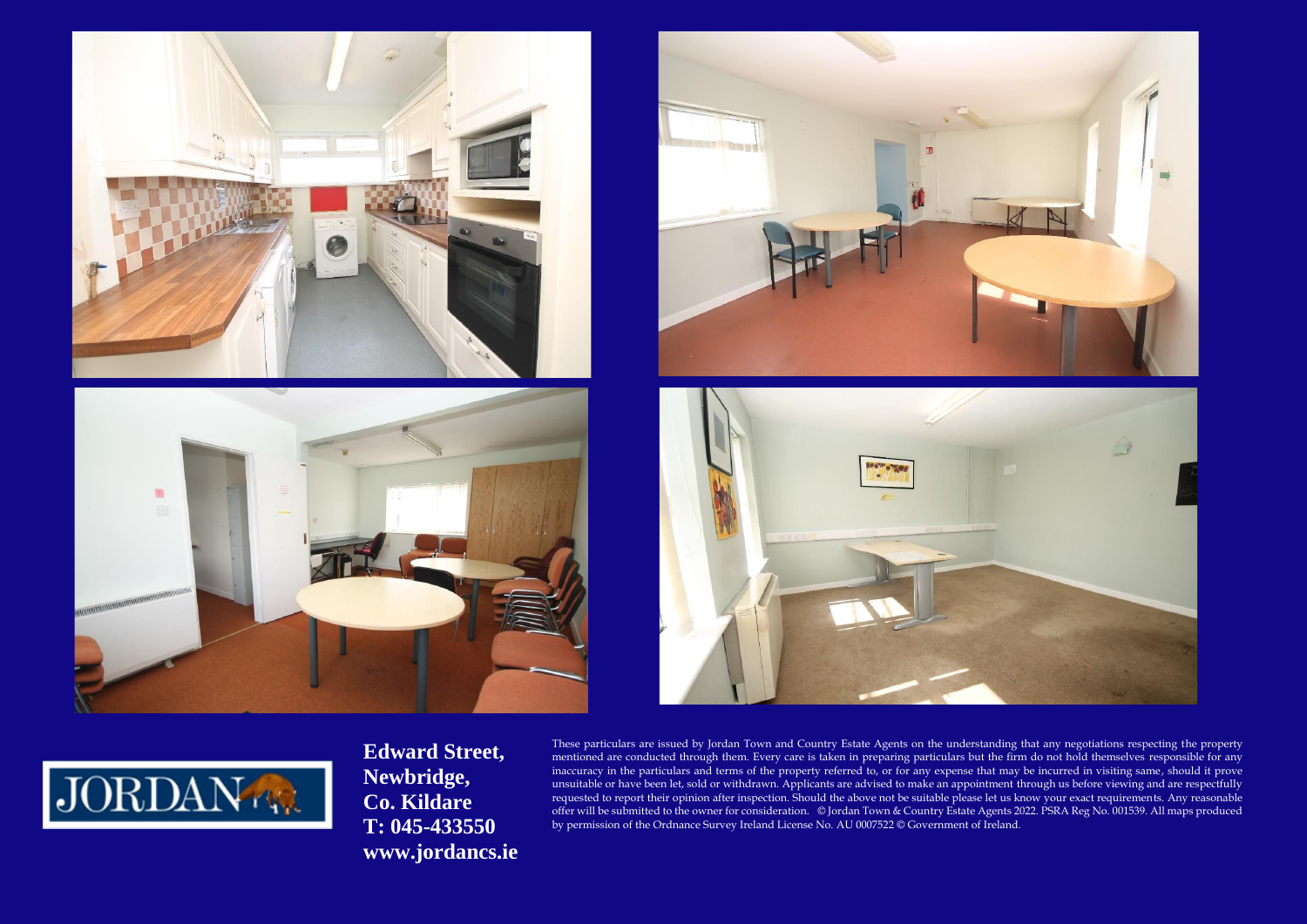**Edward Street,**
**Newbridge,**
**Co. Kildare**
**T: 045-433550**
**www.jordancs.ie**

These particulars are issued by Jordan Town and Country Estate Agents on the understanding that any negotiations respecting the property mentioned are conducted through them. Every care is taken in preparing particulars but the firm do not hold themselves responsible for any inaccuracy in the particulars and terms of the property referred to, or for any expense that may be incurred in visiting same, should it prove unsuitable or have been let, sold or withdrawn. Applicants are advised to make an appointment through us before viewing and are respectfully requested to report their opinion after inspection. Should the above not be suitable please let us know your exact requirements. Any reasonable offer will be submitted to the owner for consideration. © Jordan Town & Country Estate Agents 2022. PSRA Reg No. 001539. All maps produced by permission of the Ordnance Survey Ireland License No. AU 0007522 © Government of Ireland.